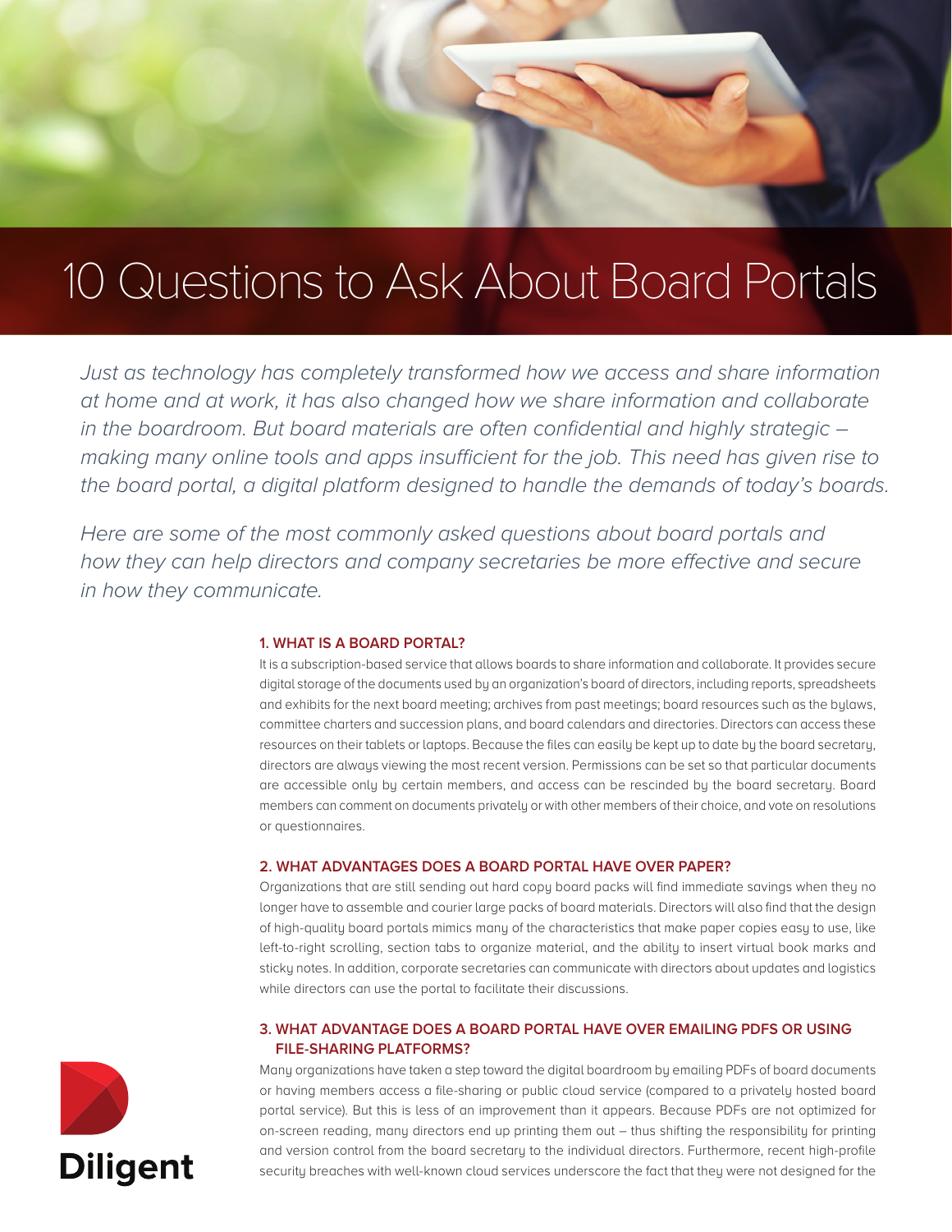# 10 Questions to Ask About Board Portals

*Just as technology has completely transformed how we access and share information at home and at work, it has also changed how we share information and collaborate in the boardroom. But board materials are often confidential and highly strategic – making many online tools and apps insufficient for the job. This need has given rise to the board portal, a digital platform designed to handle the demands of today's boards.*

*Here are some of the most commonly asked questions about board portals and how they can help directors and company secretaries be more effective and secure in how they communicate.*

### 1. WHAT IS A BOARD PORTAL?

It is a subscription-based service that allows boards to share information and collaborate. It provides secure digital storage of the documents used by an organization's board of directors, including reports, spreadsheets and exhibits for the next board meeting; archives from past meetings; board resources such as the bylaws, committee charters and succession plans, and board calendars and directories. Directors can access these resources on their tablets or laptops. Because the files can easily be kept up to date by the board secretary, directors are always viewing the most recent version. Permissions can be set so that particular documents are accessible only by certain members, and access can be rescinded by the board secretary. Board members can comment on documents privately or with other members of their choice, and vote on resolutions or questionnaires.

### 2. WHAT ADVANTAGES DOES A BOARD PORTAL HAVE OVER PAPER?

Organizations that are still sending out hard copy board packs will find immediate savings when they no longer have to assemble and courier large packs of board materials. Directors will also find that the design of high-quality board portals mimics many of the characteristics that make paper copies easy to use, like left-to-right scrolling, section tabs to organize material, and the ability to insert virtual book marks and sticky notes. In addition, corporate secretaries can communicate with directors about updates and logistics while directors can use the portal to facilitate their discussions.

### 3. WHAT ADVANTAGE DOES A BOARD PORTAL HAVE OVER EMAILING PDFS OR USING FILE-SHARING PLATFORMS?

Many organizations have taken a step toward the digital boardroom by emailing PDFs of board documents or having members access a file-sharing or public cloud service (compared to a privately hosted board portal service). But this is less of an improvement than it appears. Because PDFs are not optimized for on-screen reading, many directors end up printing them out – thus shifting the responsibility for printing and version control from the board secretary to the individual directors. Furthermore, recent high-profile security breaches with well-known cloud services underscore the fact that they were not designed for the

Diligent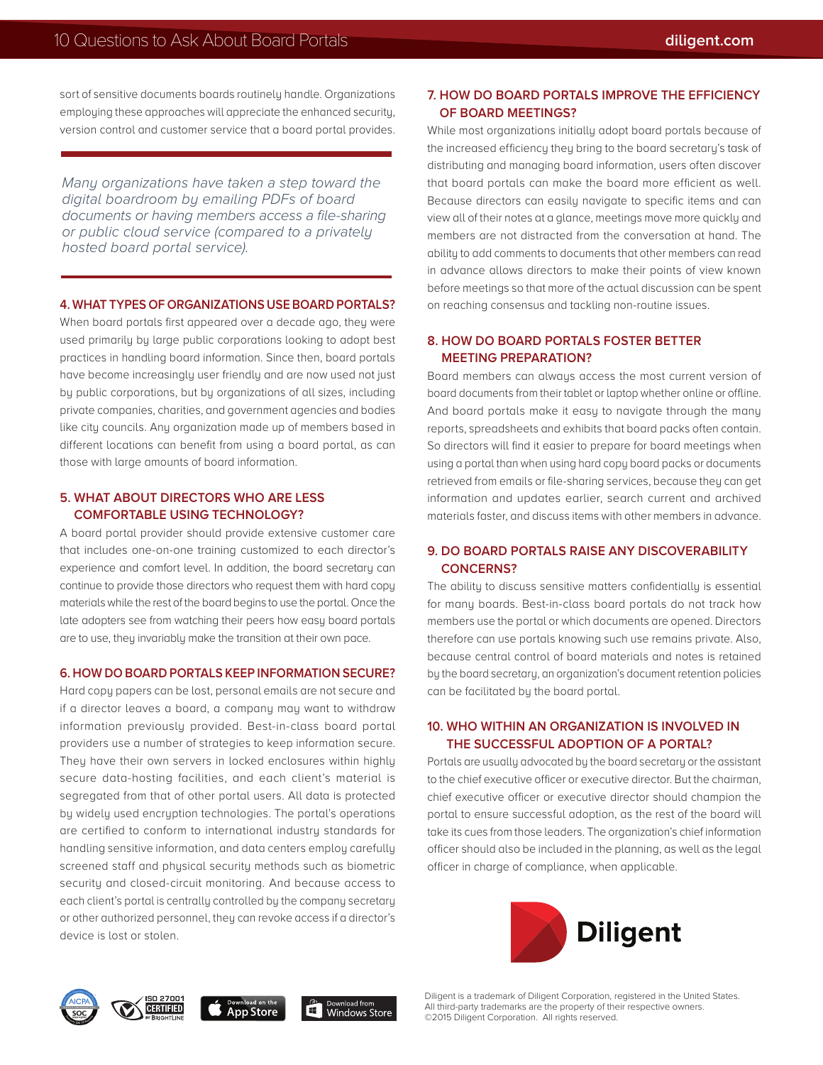sort of sensitive documents boards routinely handle. Organizations employing these approaches will appreciate the enhanced security, version control and customer service that a board portal provides.

*Many organizations have taken a step toward the digital boardroom by emailing PDFs of board documents or having members access a file-sharing or public cloud service (compared to a privately hosted board portal service).*

## 4. WHAT TYPES OF ORGANIZATIONS USE BOARD PORTALS?

When board portals first appeared over a decade ago, they were used primarily by large public corporations looking to adopt best practices in handling board information. Since then, board portals have become increasingly user friendly and are now used not just by public corporations, but by organizations of all sizes, including private companies, charities, and government agencies and bodies like city councils. Any organization made up of members based in different locations can benefit from using a board portal, as can those with large amounts of board information.

## 5. WHAT ABOUT DIRECTORS WHO ARE LESS COMFORTABLE USING TECHNOLOGY?

A board portal provider should provide extensive customer care that includes one-on-one training customized to each director's experience and comfort level. In addition, the board secretary can continue to provide those directors who request them with hard copy materials while the rest of the board begins to use the portal. Once the late adopters see from watching their peers how easy board portals are to use, they invariably make the transition at their own pace.

## 6. HOW DO BOARD PORTALS KEEP INFORMATION SECURE?

Hard copy papers can be lost, personal emails are not secure and if a director leaves a board, a company may want to withdraw information previously provided. Best-in-class board portal providers use a number of strategies to keep information secure. They have their own servers in locked enclosures within highly secure data-hosting facilities, and each client's material is segregated from that of other portal users. All data is protected by widely used encryption technologies. The portal's operations are certified to conform to international industry standards for handling sensitive information, and data centers employ carefully screened staff and physical security methods such as biometric security and closed-circuit monitoring. And because access to each client's portal is centrally controlled by the company secretary or other authorized personnel, they can revoke access if a director's device is lost or stolen.

## 7. HOW DO BOARD PORTALS IMPROVE THE EFFICIENCY OF BOARD MEETINGS?

While most organizations initially adopt board portals because of the increased efficiency they bring to the board secretary's task of distributing and managing board information, users often discover that board portals can make the board more efficient as well. Because directors can easily navigate to specific items and can view all of their notes at a glance, meetings move more quickly and members are not distracted from the conversation at hand. The ability to add comments to documents that other members can read in advance allows directors to make their points of view known before meetings so that more of the actual discussion can be spent on reaching consensus and tackling non-routine issues.

## 8. HOW DO BOARD PORTALS FOSTER BETTER MEETING PREPARATION?

Board members can always access the most current version of board documents from their tablet or laptop whether online or offline. And board portals make it easy to navigate through the many reports, spreadsheets and exhibits that board packs often contain. So directors will find it easier to prepare for board meetings when using a portal than when using hard copy board packs or documents retrieved from emails or file-sharing services, because they can get information and updates earlier, search current and archived materials faster, and discuss items with other members in advance.

## 9. DO BOARD PORTALS RAISE ANY DISCOVERABILITY CONCERNS?

The ability to discuss sensitive matters confidentially is essential for many boards. Best-in-class board portals do not track how members use the portal or which documents are opened. Directors therefore can use portals knowing such use remains private. Also, because central control of board materials and notes is retained by the board secretary, an organization's document retention policies can be facilitated by the board portal.

## 10. WHO WITHIN AN ORGANIZATION IS INVOLVED IN THE SUCCESSFUL ADOPTION OF A PORTAL?

Portals are usually advocated by the board secretary or the assistant to the chief executive officer or executive director. But the chairman, chief executive officer or executive director should champion the portal to ensure successful adoption, as the rest of the board will take its cues from those leaders. The organization's chief information officer should also be included in the planning, as well as the legal officer in charge of compliance, when applicable.

Diligent

Diligent is a trademark of Diligent Corporation, registered in the United States.
All third-party trademarks are the property of their respective owners.
©2015 Diligent Corporation. All rights reserved.